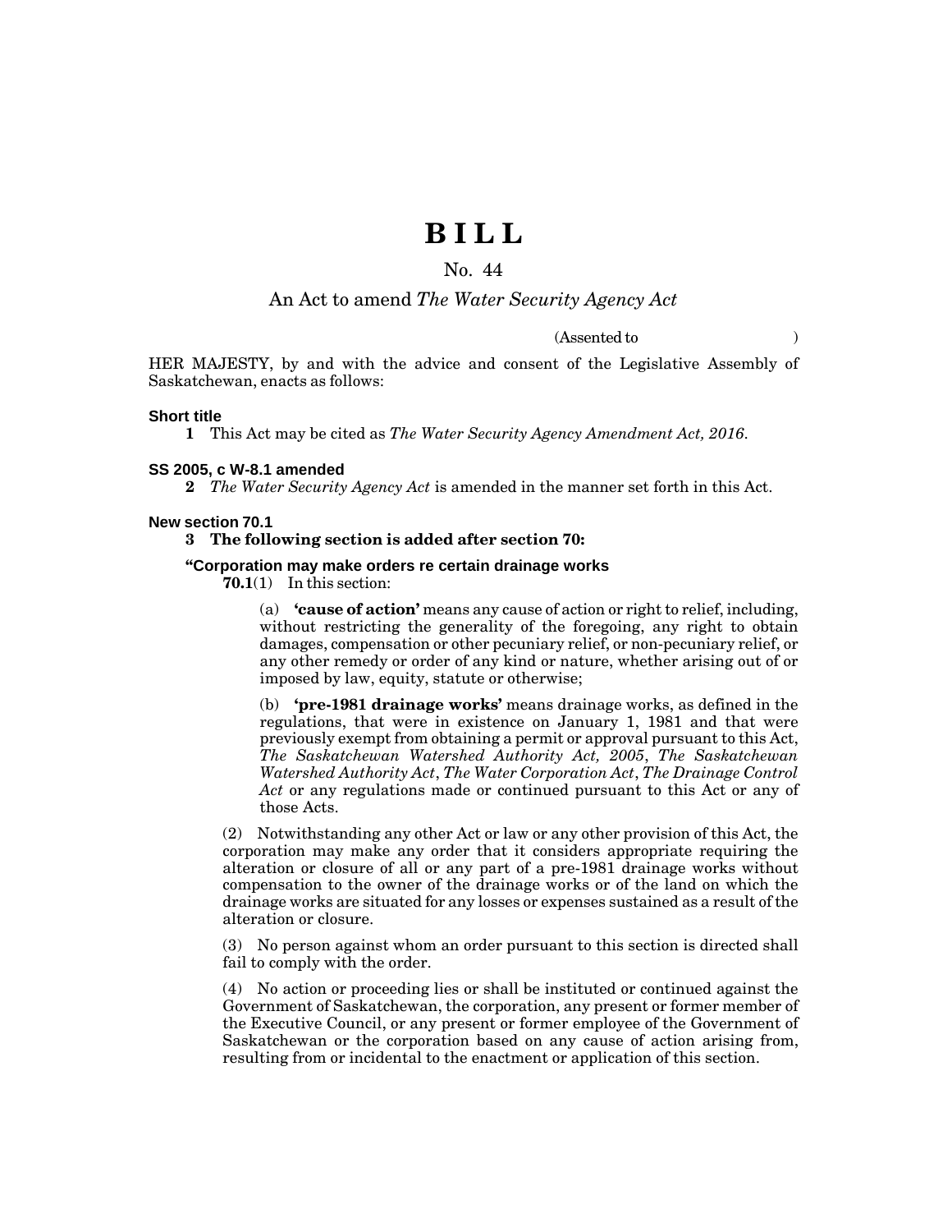# BILL

## No. 44

## An Act to amend *The Water Security Agency Act*

(Assented to )

HER MAJESTY, by and with the advice and consent of the Legislative Assembly of Saskatchewan, enacts as follows:

**Short title**

**1** This Act may be cited as *The Water Security Agency Amendment Act, 2016*.

**SS 2005, c W-8.1 amended**

**2** *The Water Security Agency Act* is amended in the manner set forth in this Act.

**New section 70.1**

**3 The following section is added after section 70:**

**"Corporation may make orders re certain drainage works**

**70.1**(1) In this section:

(a) **'cause of action'** means any cause of action or right to relief, including, without restricting the generality of the foregoing, any right to obtain damages, compensation or other pecuniary relief, or non-pecuniary relief, or any other remedy or order of any kind or nature, whether arising out of or imposed by law, equity, statute or otherwise;

(b) **'pre-1981 drainage works'** means drainage works, as defined in the regulations, that were in existence on January 1, 1981 and that were previously exempt from obtaining a permit or approval pursuant to this Act, *The Saskatchewan Watershed Authority Act, 2005*, *The Saskatchewan Watershed Authority Act*, *The Water Corporation Act*, *The Drainage Control Act* or any regulations made or continued pursuant to this Act or any of those Acts.

(2) Notwithstanding any other Act or law or any other provision of this Act, the corporation may make any order that it considers appropriate requiring the alteration or closure of all or any part of a pre-1981 drainage works without compensation to the owner of the drainage works or of the land on which the drainage works are situated for any losses or expenses sustained as a result of the alteration or closure.

(3) No person against whom an order pursuant to this section is directed shall fail to comply with the order.

(4) No action or proceeding lies or shall be instituted or continued against the Government of Saskatchewan, the corporation, any present or former member of the Executive Council, or any present or former employee of the Government of Saskatchewan or the corporation based on any cause of action arising from, resulting from or incidental to the enactment or application of this section.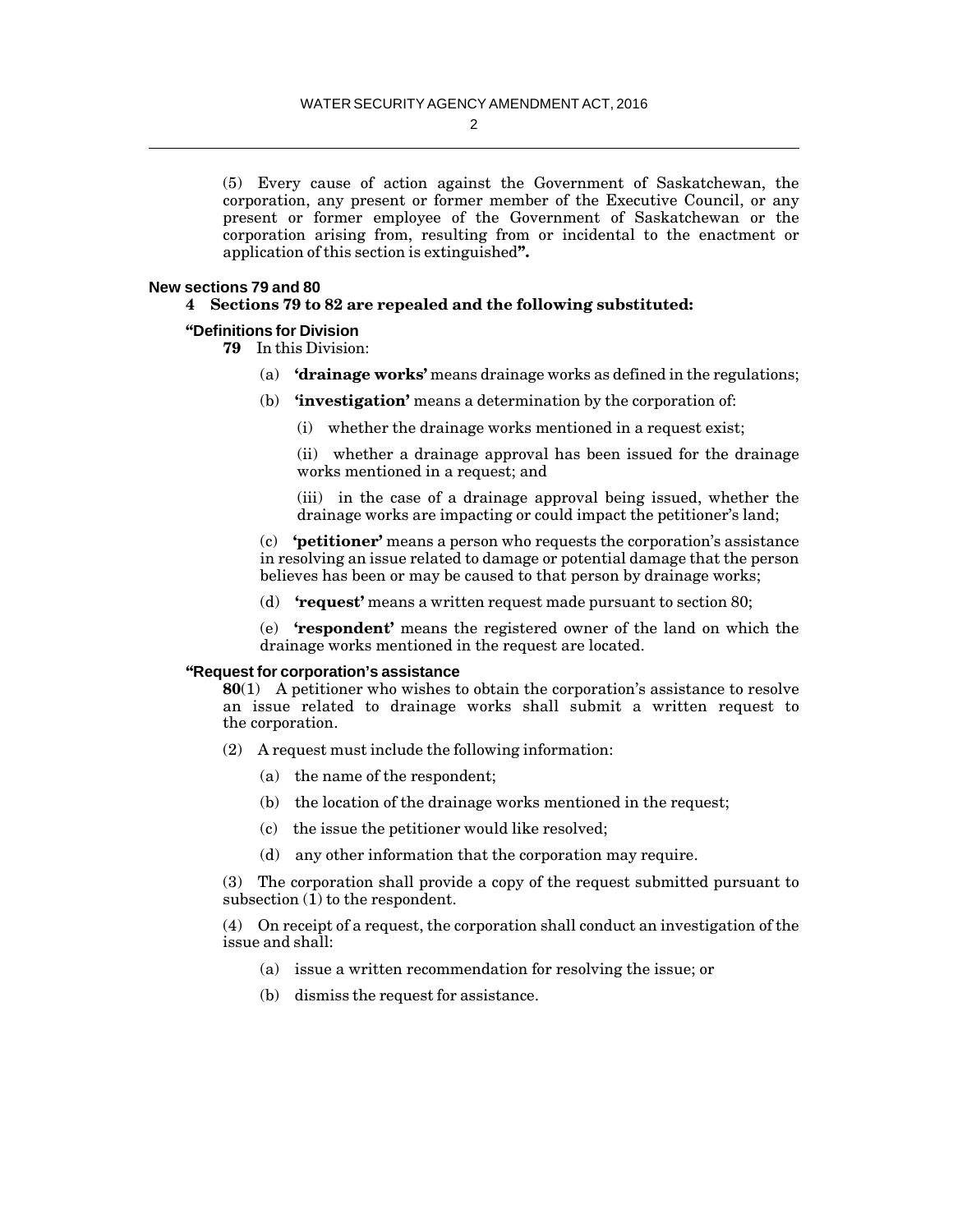(5) Every cause of action against the Government of Saskatchewan, the corporation, any present or former member of the Executive Council, or any present or former employee of the Government of Saskatchewan or the corporation arising from, resulting from or incidental to the enactment or application of this section is extinguished**".**

**New sections 79 and 80**

**4 Sections 79 to 82 are repealed and the following substituted:**

**"Definitions for Division**

**79** In this Division:

(a) **'drainage works'** means drainage works as defined in the regulations;

(b) **'investigation'** means a determination by the corporation of:

(i) whether the drainage works mentioned in a request exist;

(ii) whether a drainage approval has been issued for the drainage works mentioned in a request; and

(iii) in the case of a drainage approval being issued, whether the drainage works are impacting or could impact the petitioner's land;

(c) **'petitioner'** means a person who requests the corporation's assistance in resolving an issue related to damage or potential damage that the person believes has been or may be caused to that person by drainage works;

(d) **'request'** means a written request made pursuant to section 80;

(e) **'respondent'** means the registered owner of the land on which the drainage works mentioned in the request are located.

**"Request for corporation's assistance**

**80**(1) A petitioner who wishes to obtain the corporation's assistance to resolve an issue related to drainage works shall submit a written request to the corporation.

(2) A request must include the following information:

(a) the name of the respondent;

(b) the location of the drainage works mentioned in the request;

(c) the issue the petitioner would like resolved;

(d) any other information that the corporation may require.

(3) The corporation shall provide a copy of the request submitted pursuant to subsection (1) to the respondent.

(4) On receipt of a request, the corporation shall conduct an investigation of the issue and shall:

(a) issue a written recommendation for resolving the issue; or

(b) dismiss the request for assistance.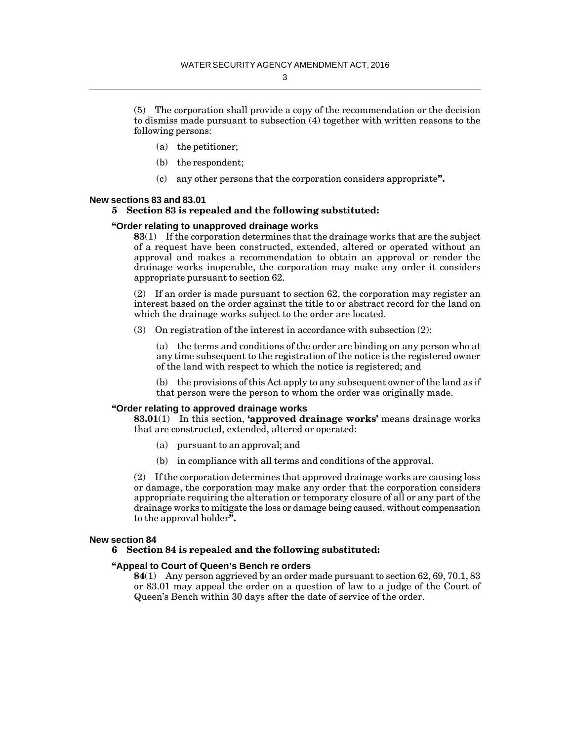(5) The corporation shall provide a copy of the recommendation or the decision to dismiss made pursuant to subsection (4) together with written reasons to the following persons:

(a) the petitioner;

(b) the respondent;

(c) any other persons that the corporation considers appropriate**".**

### New sections 83 and 83.01

**5 Section 83 is repealed and the following substituted:**

#### "Order relating to unapproved drainage works

**83**(1) If the corporation determines that the drainage works that are the subject of a request have been constructed, extended, altered or operated without an approval and makes a recommendation to obtain an approval or render the drainage works inoperable, the corporation may make any order it considers appropriate pursuant to section 62.

(2) If an order is made pursuant to section 62, the corporation may register an interest based on the order against the title to or abstract record for the land on which the drainage works subject to the order are located.

(3) On registration of the interest in accordance with subsection (2):

(a) the terms and conditions of the order are binding on any person who at any time subsequent to the registration of the notice is the registered owner of the land with respect to which the notice is registered; and

(b) the provisions of this Act apply to any subsequent owner of the land as if that person were the person to whom the order was originally made.

#### "Order relating to approved drainage works

**83.01**(1) In this section, **'approved drainage works'** means drainage works that are constructed, extended, altered or operated:

(a) pursuant to an approval; and

(b) in compliance with all terms and conditions of the approval.

(2) If the corporation determines that approved drainage works are causing loss or damage, the corporation may make any order that the corporation considers appropriate requiring the alteration or temporary closure of all or any part of the drainage works to mitigate the loss or damage being caused, without compensation to the approval holder**".**

### New section 84

**6 Section 84 is repealed and the following substituted:**

#### "Appeal to Court of Queen's Bench re orders

**84**(1) Any person aggrieved by an order made pursuant to section 62, 69, 70.1, 83 or 83.01 may appeal the order on a question of law to a judge of the Court of Queen's Bench within 30 days after the date of service of the order.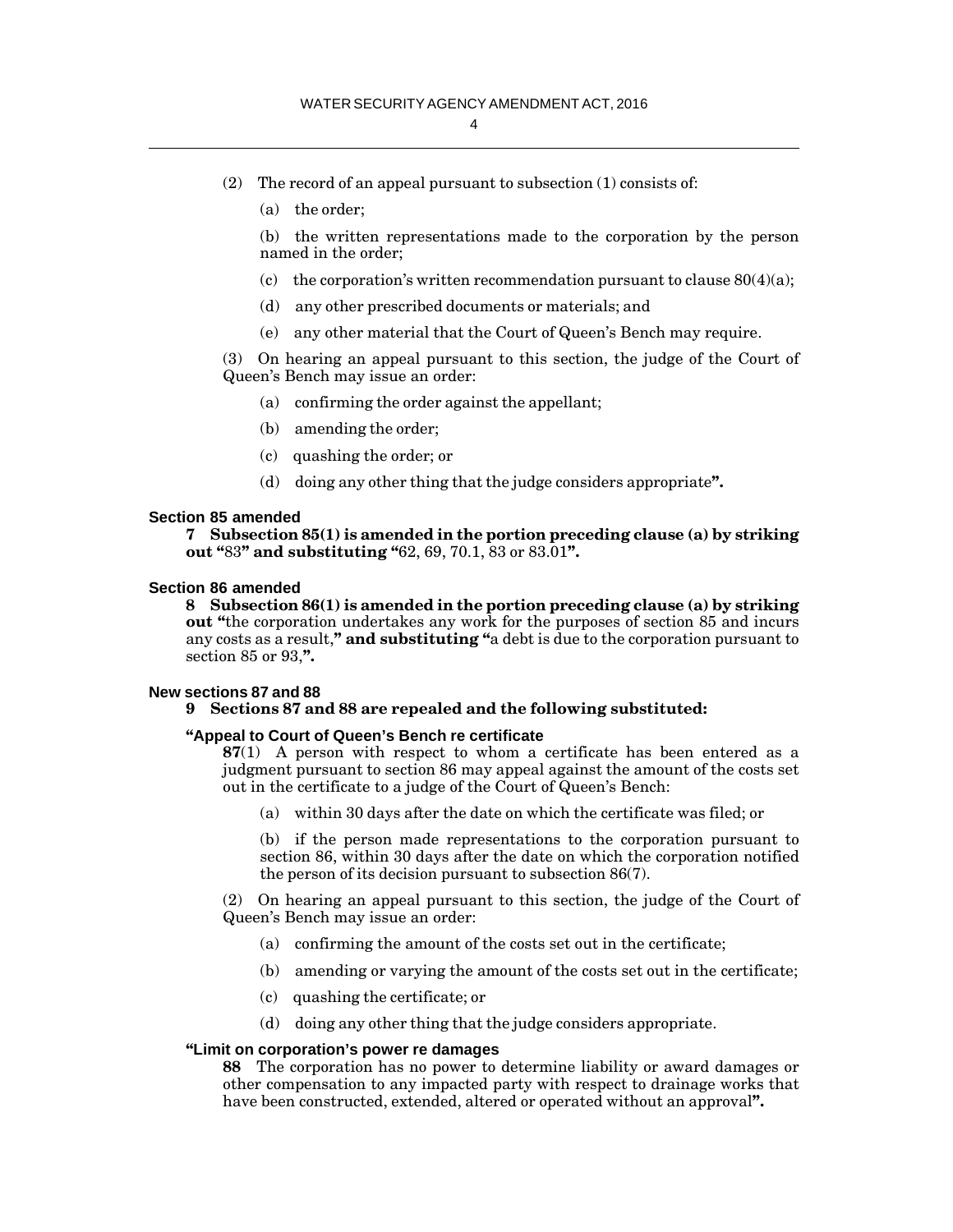(2) The record of an appeal pursuant to subsection (1) consists of:

(a) the order;

(b) the written representations made to the corporation by the person named in the order;

(c) the corporation's written recommendation pursuant to clause 80(4)(a);

(d) any other prescribed documents or materials; and

(e) any other material that the Court of Queen's Bench may require.

(3) On hearing an appeal pursuant to this section, the judge of the Court of Queen's Bench may issue an order:

(a) confirming the order against the appellant;

(b) amending the order;

(c) quashing the order; or

(d) doing any other thing that the judge considers appropriate**".**

### Section 85 amended

**7 Subsection 85(1) is amended in the portion preceding clause (a) by striking out "**83**" and substituting "**62, 69, 70.1, 83 or 83.01**".**

### Section 86 amended

**8 Subsection 86(1) is amended in the portion preceding clause (a) by striking out "**the corporation undertakes any work for the purposes of section 85 and incurs any costs as a result,**" and substituting "**a debt is due to the corporation pursuant to section 85 or 93,**".**

### New sections 87 and 88

**9 Sections 87 and 88 are repealed and the following substituted:**

#### "Appeal to Court of Queen's Bench re certificate

**87**(1) A person with respect to whom a certificate has been entered as a judgment pursuant to section 86 may appeal against the amount of the costs set out in the certificate to a judge of the Court of Queen's Bench:

(a) within 30 days after the date on which the certificate was filed; or

(b) if the person made representations to the corporation pursuant to section 86, within 30 days after the date on which the corporation notified the person of its decision pursuant to subsection 86(7).

(2) On hearing an appeal pursuant to this section, the judge of the Court of Queen's Bench may issue an order:

(a) confirming the amount of the costs set out in the certificate;

(b) amending or varying the amount of the costs set out in the certificate;

(c) quashing the certificate; or

(d) doing any other thing that the judge considers appropriate.

#### "Limit on corporation's power re damages

**88** The corporation has no power to determine liability or award damages or other compensation to any impacted party with respect to drainage works that have been constructed, extended, altered or operated without an approval**".**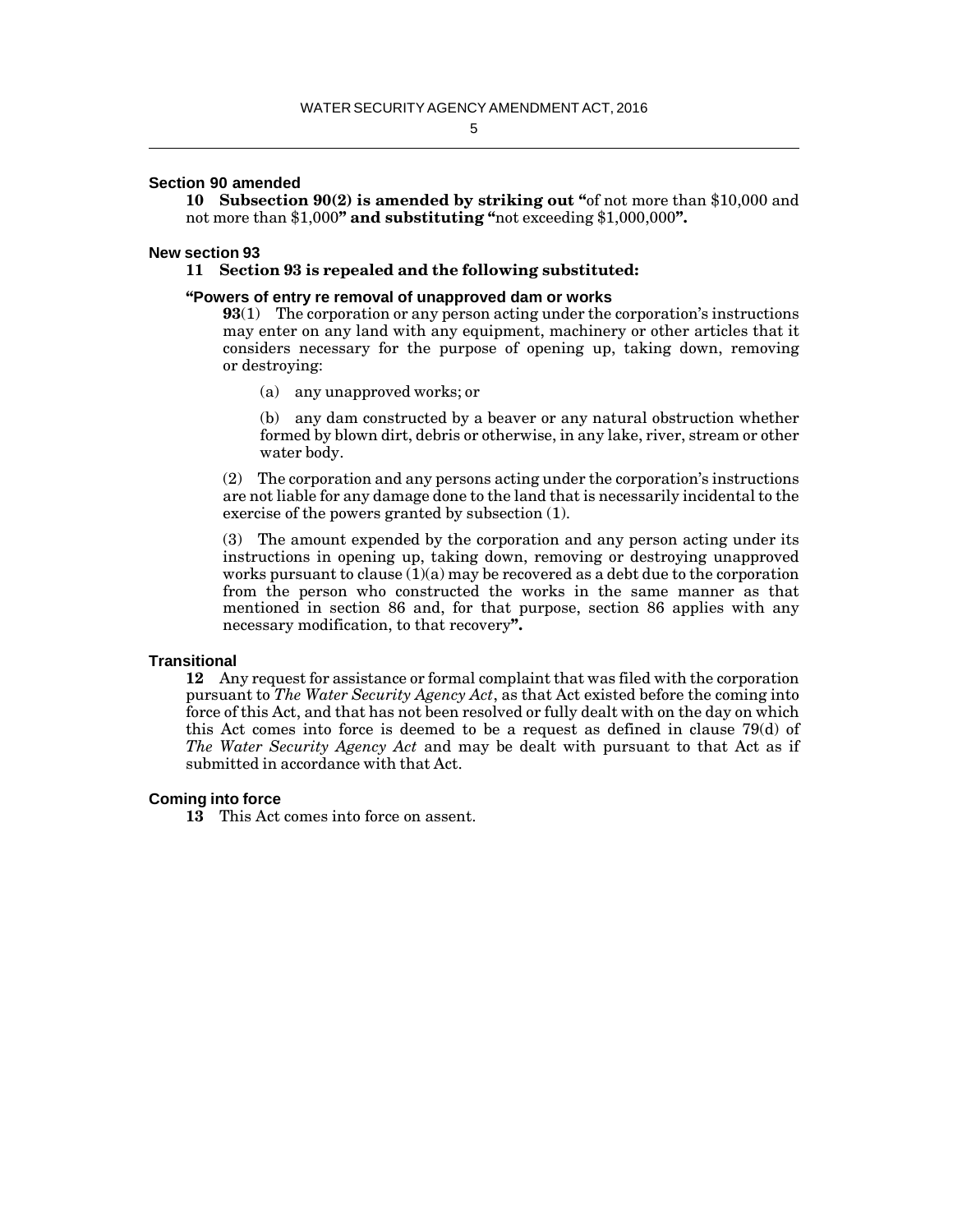### Section 90 amended

**10 Subsection 90(2) is amended by striking out "**of not more than $10,000 and not more than $1,000**" and substituting "**not exceeding $1,000,000**".**

### New section 93

**11 Section 93 is repealed and the following substituted:**

**"Powers of entry re removal of unapproved dam or works**

**93**(1) The corporation or any person acting under the corporation's instructions may enter on any land with any equipment, machinery or other articles that it considers necessary for the purpose of opening up, taking down, removing or destroying:

(a) any unapproved works; or

(b) any dam constructed by a beaver or any natural obstruction whether formed by blown dirt, debris or otherwise, in any lake, river, stream or other water body.

(2) The corporation and any persons acting under the corporation's instructions are not liable for any damage done to the land that is necessarily incidental to the exercise of the powers granted by subsection (1).

(3) The amount expended by the corporation and any person acting under its instructions in opening up, taking down, removing or destroying unapproved works pursuant to clause (1)(a) may be recovered as a debt due to the corporation from the person who constructed the works in the same manner as that mentioned in section 86 and, for that purpose, section 86 applies with any necessary modification, to that recovery**".**

### Transitional

**12** Any request for assistance or formal complaint that was filed with the corporation pursuant to *The Water Security Agency Act*, as that Act existed before the coming into force of this Act, and that has not been resolved or fully dealt with on the day on which this Act comes into force is deemed to be a request as defined in clause 79(d) of *The Water Security Agency Act* and may be dealt with pursuant to that Act as if submitted in accordance with that Act.

### Coming into force

**13** This Act comes into force on assent.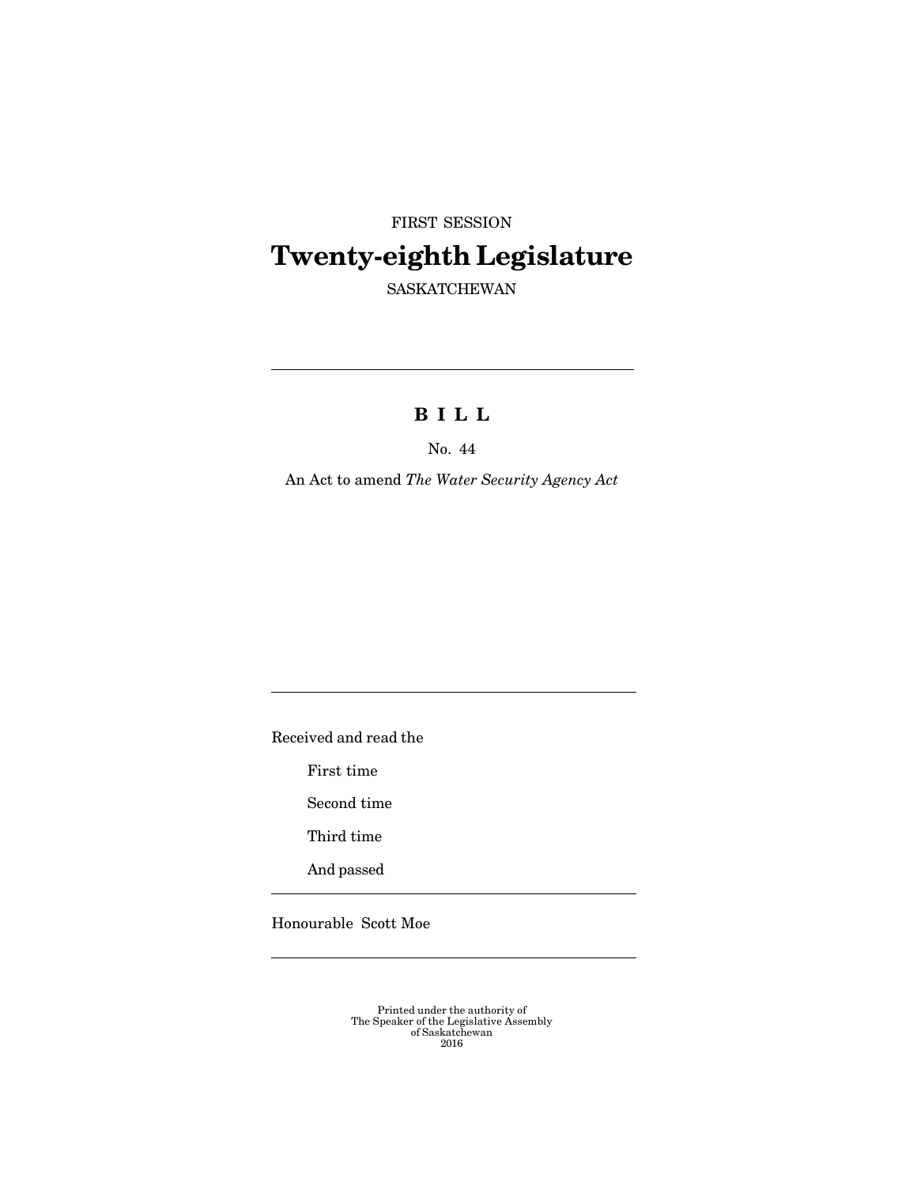FIRST SESSION

# Twenty-eighth Legislature

SASKATCHEWAN

---

## B I L L

No. 44

An Act to amend *The Water Security Agency Act*

---

Received and read the

First time

Second time

Third time

And passed

---

Honourable Scott Moe

---

Printed under the authority of
The Speaker of the Legislative Assembly
of Saskatchewan
2016